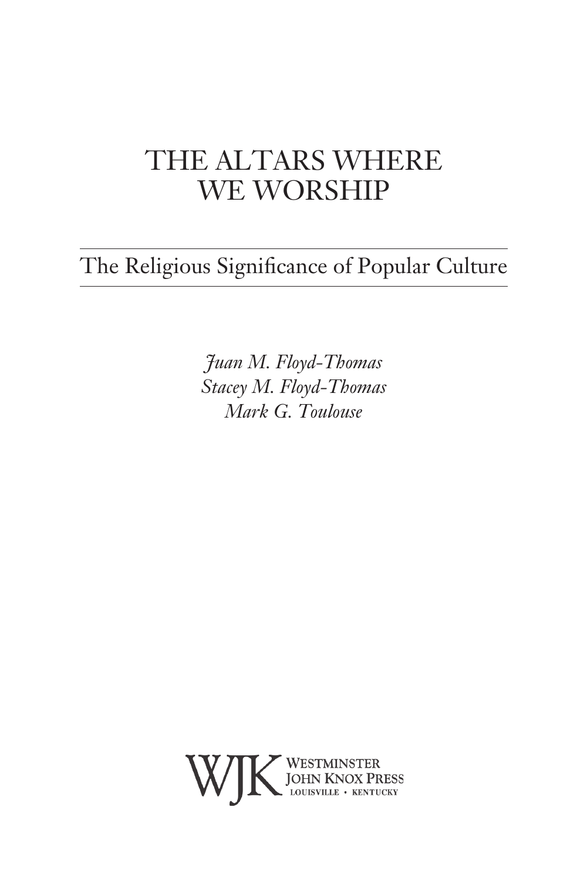# THE ALTARS WHERE WE WORSHIP

## The Religious Significance of Popular Culture

*Juan M. Floyd-Thomas*
*Stacey M. Floyd-Thomas*
*Mark G. Toulouse*

WJK Westminster John Knox Press
Louisville • Kentucky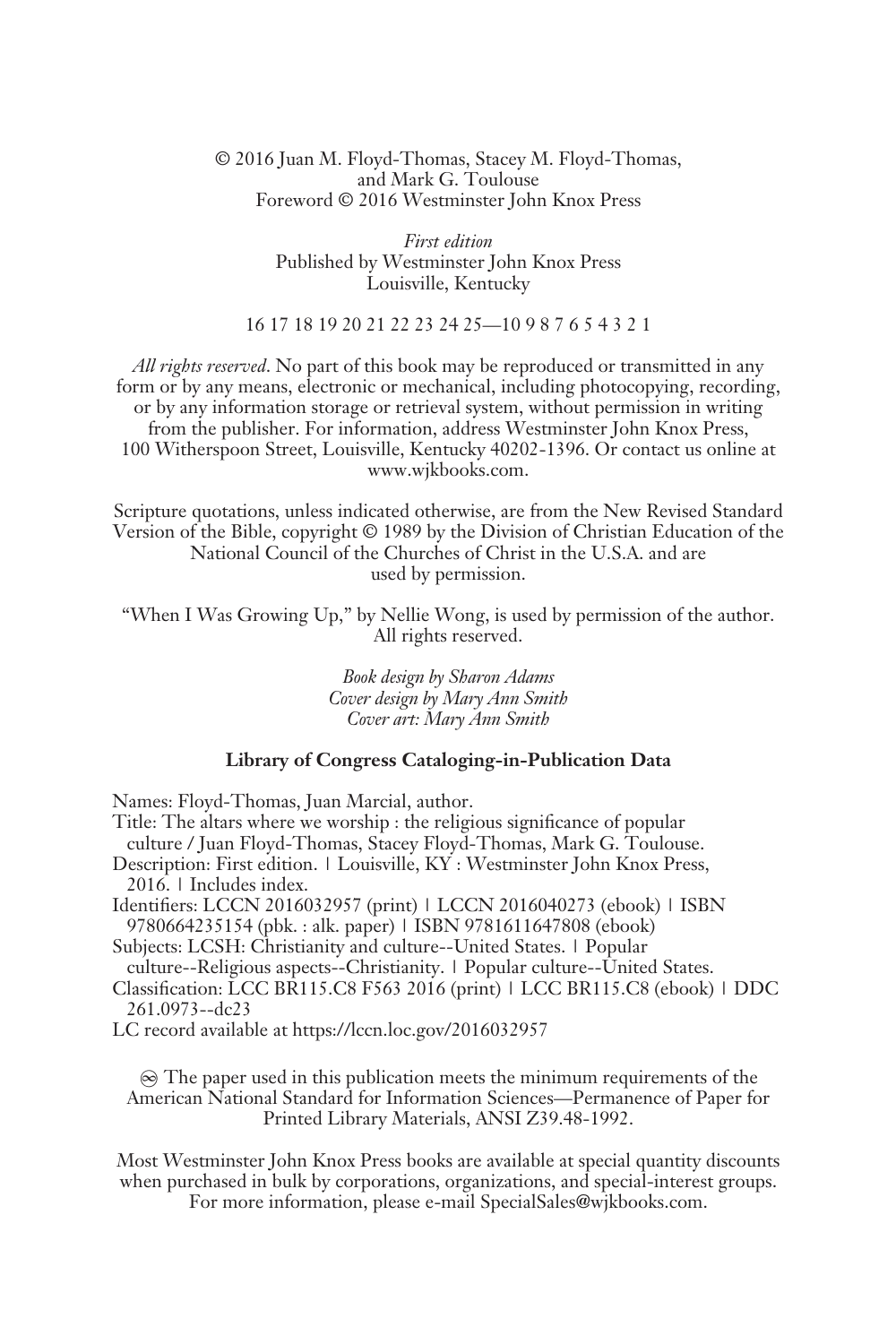© 2016 Juan M. Floyd-Thomas, Stacey M. Floyd-Thomas, and Mark G. Toulouse
Foreword © 2016 Westminster John Knox Press

*First edition*
Published by Westminster John Knox Press
Louisville, Kentucky

16 17 18 19 20 21 22 23 24 25—10 9 8 7 6 5 4 3 2 1

*All rights reserved*. No part of this book may be reproduced or transmitted in any form or by any means, electronic or mechanical, including photocopying, recording, or by any information storage or retrieval system, without permission in writing from the publisher. For information, address Westminster John Knox Press, 100 Witherspoon Street, Louisville, Kentucky 40202-1396. Or contact us online at www.wjkbooks.com.

Scripture quotations, unless indicated otherwise, are from the New Revised Standard Version of the Bible, copyright © 1989 by the Division of Christian Education of the National Council of the Churches of Christ in the U.S.A. and are used by permission.

"When I Was Growing Up," by Nellie Wong, is used by permission of the author. All rights reserved.

*Book design by Sharon Adams*
*Cover design by Mary Ann Smith*
*Cover art: Mary Ann Smith*

**Library of Congress Cataloging-in-Publication Data**

Names: Floyd-Thomas, Juan Marcial, author.
Title: The altars where we worship : the religious significance of popular culture / Juan Floyd-Thomas, Stacey Floyd-Thomas, Mark G. Toulouse.
Description: First edition. | Louisville, KY : Westminster John Knox Press, 2016. | Includes index.
Identifiers: LCCN 2016032957 (print) | LCCN 2016040273 (ebook) | ISBN 9780664235154 (pbk. : alk. paper) | ISBN 9781611647808 (ebook)
Subjects: LCSH: Christianity and culture--United States. | Popular culture--Religious aspects--Christianity. | Popular culture--United States.
Classification: LCC BR115.C8 F563 2016 (print) | LCC BR115.C8 (ebook) | DDC 261.0973--dc23
LC record available at https://lccn.loc.gov/2016032957

♾ The paper used in this publication meets the minimum requirements of the American National Standard for Information Sciences—Permanence of Paper for Printed Library Materials, ANSI Z39.48-1992.

Most Westminster John Knox Press books are available at special quantity discounts when purchased in bulk by corporations, organizations, and special-interest groups. For more information, please e-mail SpecialSales@wjkbooks.com.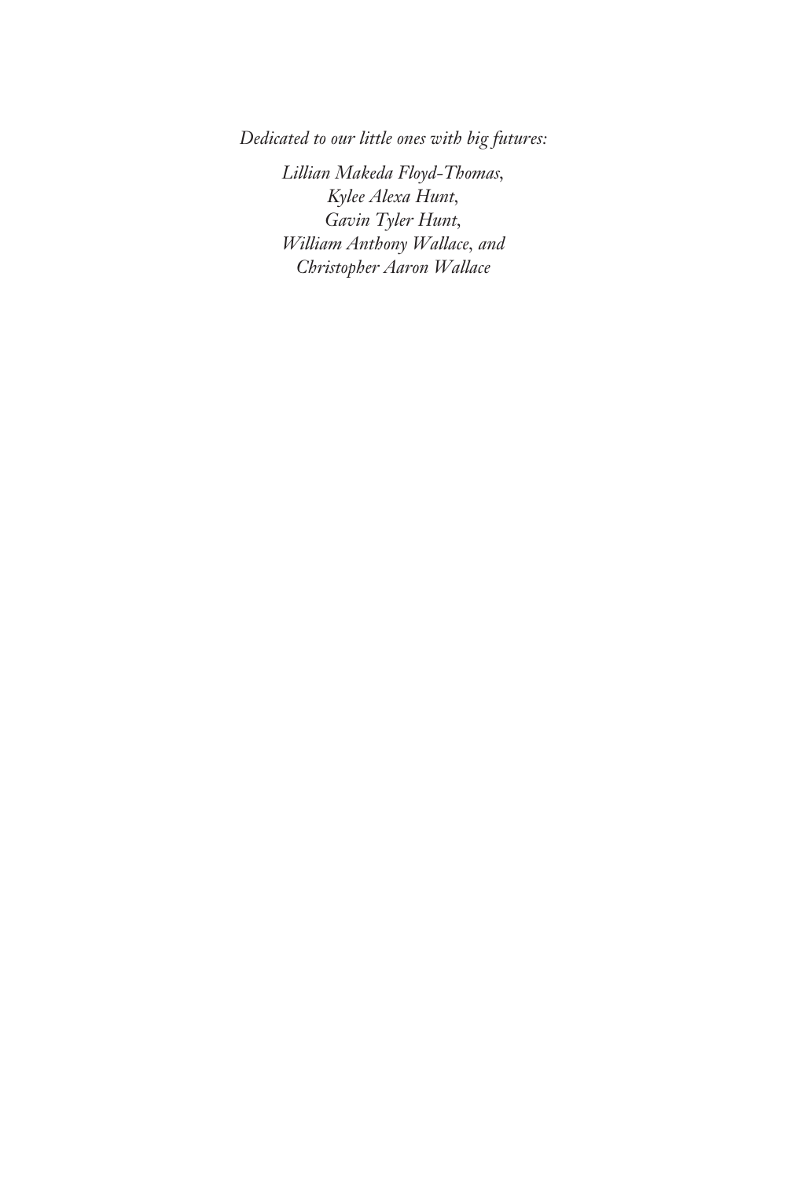*Dedicated to our little ones with big futures:*

*Lillian Makeda Floyd-Thomas,*
*Kylee Alexa Hunt,*
*Gavin Tyler Hunt,*
*William Anthony Wallace, and*
*Christopher Aaron Wallace*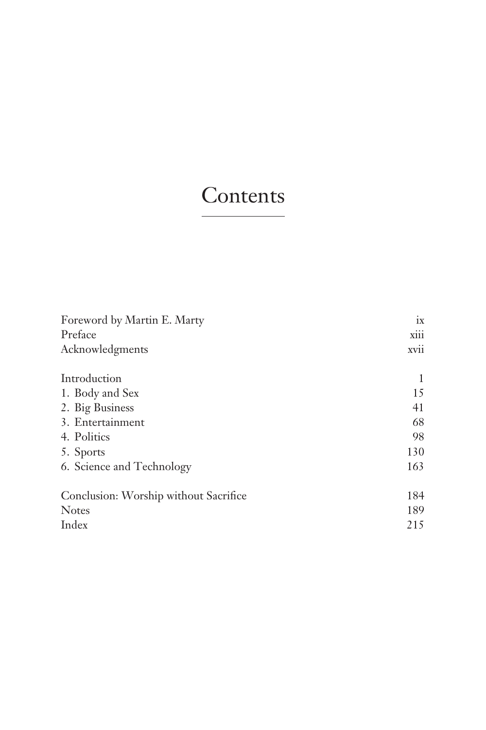# Contents

| | |
|---|---|
| Foreword by Martin E. Marty | ix |
| Preface | xiii |
| Acknowledgments | xvii |
| Introduction | 1 |
| 1. Body and Sex | 15 |
| 2. Big Business | 41 |
| 3. Entertainment | 68 |
| 4. Politics | 98 |
| 5. Sports | 130 |
| 6. Science and Technology | 163 |
| Conclusion: Worship without Sacrifice | 184 |
| Notes | 189 |
| Index | 215 |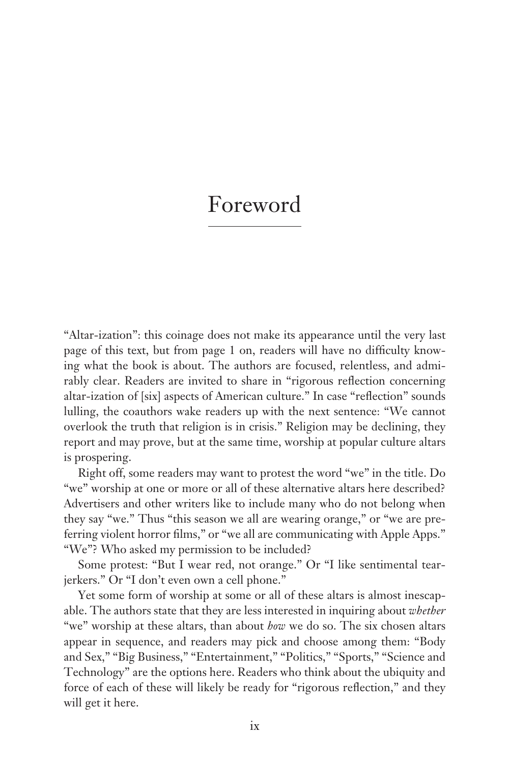# Foreword

"Altar-ization": this coinage does not make its appearance until the very last page of this text, but from page 1 on, readers will have no difficulty knowing what the book is about. The authors are focused, relentless, and admirably clear. Readers are invited to share in "rigorous reflection concerning altar-ization of [six] aspects of American culture." In case "reflection" sounds lulling, the coauthors wake readers up with the next sentence: "We cannot overlook the truth that religion is in crisis." Religion may be declining, they report and may prove, but at the same time, worship at popular culture altars is prospering.

Right off, some readers may want to protest the word "we" in the title. Do "we" worship at one or more or all of these alternative altars here described? Advertisers and other writers like to include many who do not belong when they say "we." Thus "this season we all are wearing orange," or "we are preferring violent horror films," or "we all are communicating with Apple Apps." "We"? Who asked my permission to be included?

Some protest: "But I wear red, not orange." Or "I like sentimental tearjerkers." Or "I don't even own a cell phone."

Yet some form of worship at some or all of these altars is almost inescapable. The authors state that they are less interested in inquiring about *whether* "we" worship at these altars, than about *how* we do so. The six chosen altars appear in sequence, and readers may pick and choose among them: "Body and Sex," "Big Business," "Entertainment," "Politics," "Sports," "Science and Technology" are the options here. Readers who think about the ubiquity and force of each of these will likely be ready for "rigorous reflection," and they will get it here.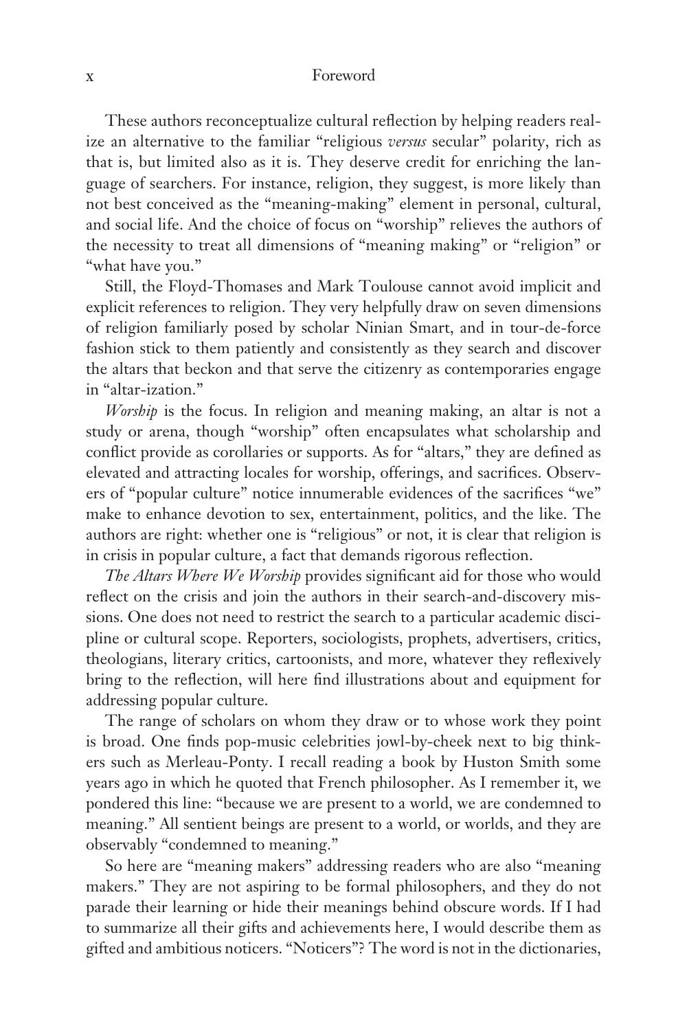These authors reconceptualize cultural reflection by helping readers realize an alternative to the familiar "religious *versus* secular" polarity, rich as that is, but limited also as it is. They deserve credit for enriching the language of searchers. For instance, religion, they suggest, is more likely than not best conceived as the "meaning-making" element in personal, cultural, and social life. And the choice of focus on "worship" relieves the authors of the necessity to treat all dimensions of "meaning making" or "religion" or "what have you."

Still, the Floyd-Thomases and Mark Toulouse cannot avoid implicit and explicit references to religion. They very helpfully draw on seven dimensions of religion familiarly posed by scholar Ninian Smart, and in tour-de-force fashion stick to them patiently and consistently as they search and discover the altars that beckon and that serve the citizenry as contemporaries engage in "altar-ization."

*Worship* is the focus. In religion and meaning making, an altar is not a study or arena, though "worship" often encapsulates what scholarship and conflict provide as corollaries or supports. As for "altars," they are defined as elevated and attracting locales for worship, offerings, and sacrifices. Observers of "popular culture" notice innumerable evidences of the sacrifices "we" make to enhance devotion to sex, entertainment, politics, and the like. The authors are right: whether one is "religious" or not, it is clear that religion is in crisis in popular culture, a fact that demands rigorous reflection.

*The Altars Where We Worship* provides significant aid for those who would reflect on the crisis and join the authors in their search-and-discovery missions. One does not need to restrict the search to a particular academic discipline or cultural scope. Reporters, sociologists, prophets, advertisers, critics, theologians, literary critics, cartoonists, and more, whatever they reflexively bring to the reflection, will here find illustrations about and equipment for addressing popular culture.

The range of scholars on whom they draw or to whose work they point is broad. One finds pop-music celebrities jowl-by-cheek next to big thinkers such as Merleau-Ponty. I recall reading a book by Huston Smith some years ago in which he quoted that French philosopher. As I remember it, we pondered this line: "because we are present to a world, we are condemned to meaning." All sentient beings are present to a world, or worlds, and they are observably "condemned to meaning."

So here are "meaning makers" addressing readers who are also "meaning makers." They are not aspiring to be formal philosophers, and they do not parade their learning or hide their meanings behind obscure words. If I had to summarize all their gifts and achievements here, I would describe them as gifted and ambitious noticers. "Noticers"? The word is not in the dictionaries,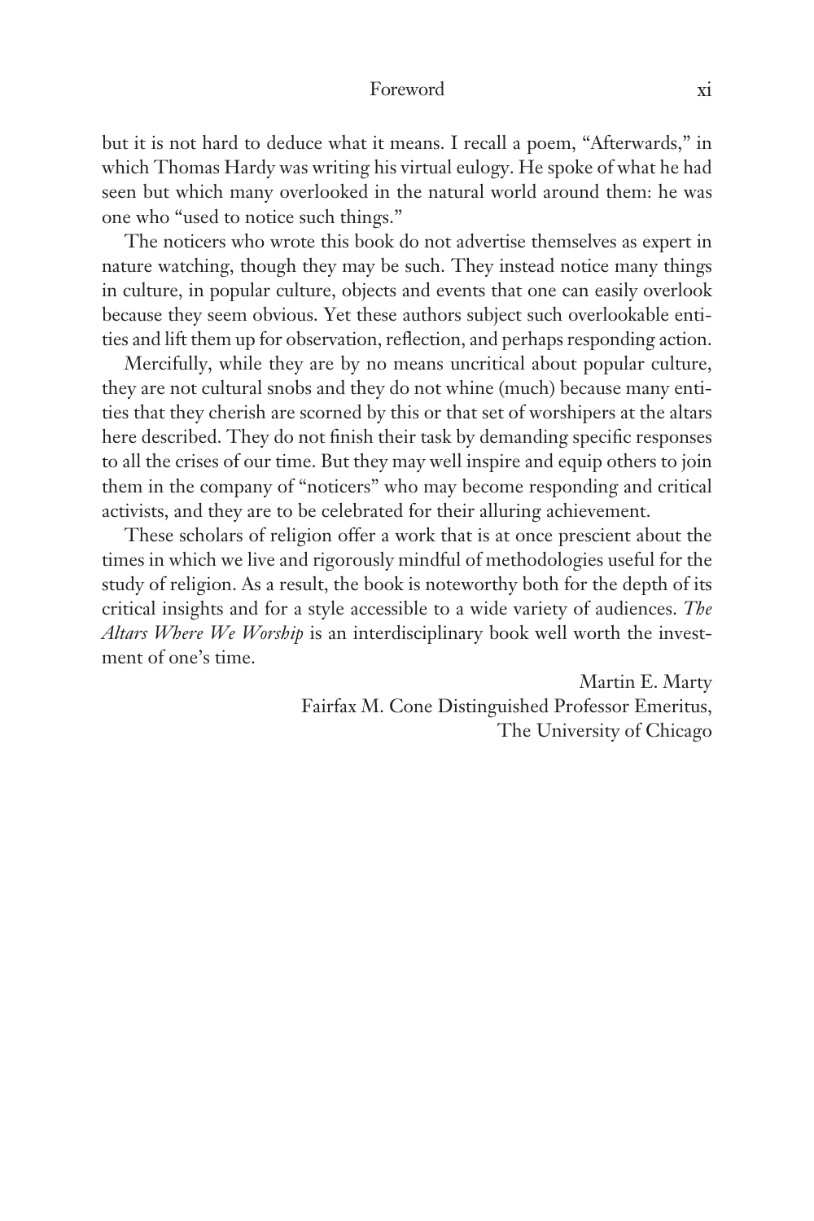but it is not hard to deduce what it means. I recall a poem, "Afterwards," in which Thomas Hardy was writing his virtual eulogy. He spoke of what he had seen but which many overlooked in the natural world around them: he was one who "used to notice such things."

The noticers who wrote this book do not advertise themselves as expert in nature watching, though they may be such. They instead notice many things in culture, in popular culture, objects and events that one can easily overlook because they seem obvious. Yet these authors subject such overlookable entities and lift them up for observation, reflection, and perhaps responding action.

Mercifully, while they are by no means uncritical about popular culture, they are not cultural snobs and they do not whine (much) because many entities that they cherish are scorned by this or that set of worshipers at the altars here described. They do not finish their task by demanding specific responses to all the crises of our time. But they may well inspire and equip others to join them in the company of "noticers" who may become responding and critical activists, and they are to be celebrated for their alluring achievement.

These scholars of religion offer a work that is at once prescient about the times in which we live and rigorously mindful of methodologies useful for the study of religion. As a result, the book is noteworthy both for the depth of its critical insights and for a style accessible to a wide variety of audiences. *The Altars Where We Worship* is an interdisciplinary book well worth the investment of one's time.

Martin E. Marty
Fairfax M. Cone Distinguished Professor Emeritus,
The University of Chicago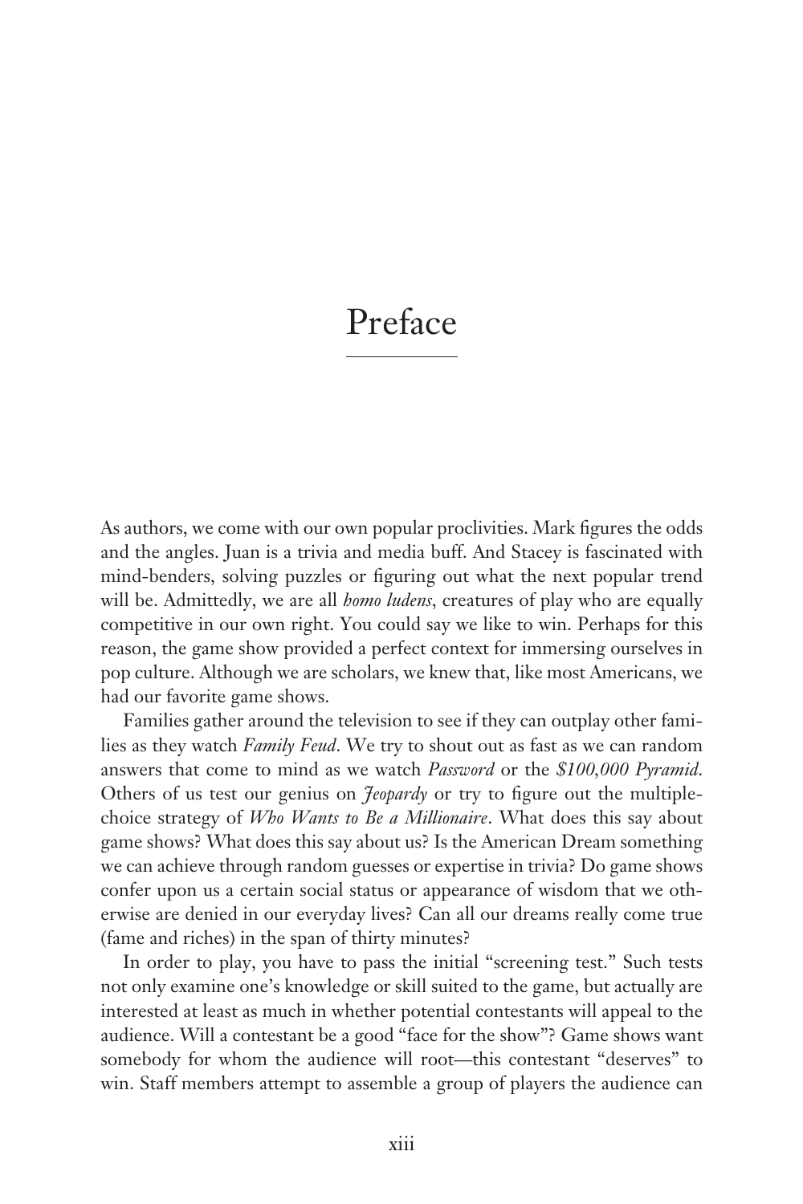# Preface

As authors, we come with our own popular proclivities. Mark figures the odds and the angles. Juan is a trivia and media buff. And Stacey is fascinated with mind-benders, solving puzzles or figuring out what the next popular trend will be. Admittedly, we are all *homo ludens*, creatures of play who are equally competitive in our own right. You could say we like to win. Perhaps for this reason, the game show provided a perfect context for immersing ourselves in pop culture. Although we are scholars, we knew that, like most Americans, we had our favorite game shows.

Families gather around the television to see if they can outplay other families as they watch *Family Feud*. We try to shout out as fast as we can random answers that come to mind as we watch *Password* or the *$100,000 Pyramid*. Others of us test our genius on *Jeopardy* or try to figure out the multiple-choice strategy of *Who Wants to Be a Millionaire*. What does this say about game shows? What does this say about us? Is the American Dream something we can achieve through random guesses or expertise in trivia? Do game shows confer upon us a certain social status or appearance of wisdom that we otherwise are denied in our everyday lives? Can all our dreams really come true (fame and riches) in the span of thirty minutes?

In order to play, you have to pass the initial "screening test." Such tests not only examine one's knowledge or skill suited to the game, but actually are interested at least as much in whether potential contestants will appeal to the audience. Will a contestant be a good "face for the show"? Game shows want somebody for whom the audience will root—this contestant "deserves" to win. Staff members attempt to assemble a group of players the audience can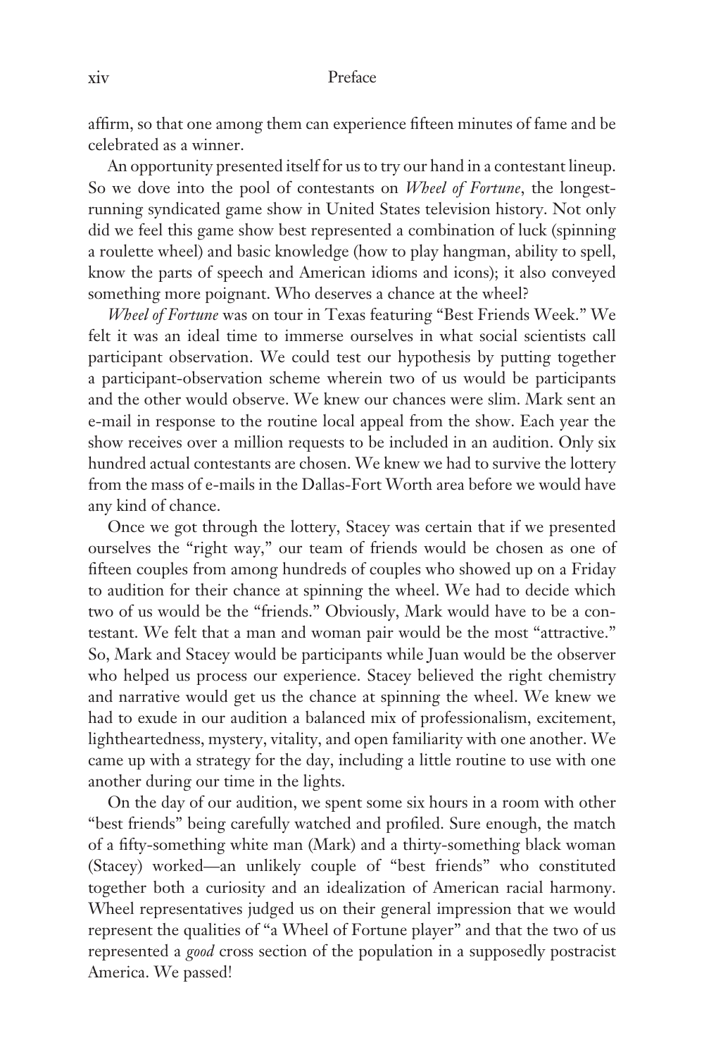affirm, so that one among them can experience fifteen minutes of fame and be celebrated as a winner.

An opportunity presented itself for us to try our hand in a contestant lineup. So we dove into the pool of contestants on *Wheel of Fortune*, the longest-running syndicated game show in United States television history. Not only did we feel this game show best represented a combination of luck (spinning a roulette wheel) and basic knowledge (how to play hangman, ability to spell, know the parts of speech and American idioms and icons); it also conveyed something more poignant. Who deserves a chance at the wheel?

*Wheel of Fortune* was on tour in Texas featuring "Best Friends Week." We felt it was an ideal time to immerse ourselves in what social scientists call participant observation. We could test our hypothesis by putting together a participant-observation scheme wherein two of us would be participants and the other would observe. We knew our chances were slim. Mark sent an e-mail in response to the routine local appeal from the show. Each year the show receives over a million requests to be included in an audition. Only six hundred actual contestants are chosen. We knew we had to survive the lottery from the mass of e-mails in the Dallas-Fort Worth area before we would have any kind of chance.

Once we got through the lottery, Stacey was certain that if we presented ourselves the "right way," our team of friends would be chosen as one of fifteen couples from among hundreds of couples who showed up on a Friday to audition for their chance at spinning the wheel. We had to decide which two of us would be the "friends." Obviously, Mark would have to be a contestant. We felt that a man and woman pair would be the most "attractive." So, Mark and Stacey would be participants while Juan would be the observer who helped us process our experience. Stacey believed the right chemistry and narrative would get us the chance at spinning the wheel. We knew we had to exude in our audition a balanced mix of professionalism, excitement, lightheartedness, mystery, vitality, and open familiarity with one another. We came up with a strategy for the day, including a little routine to use with one another during our time in the lights.

On the day of our audition, we spent some six hours in a room with other "best friends" being carefully watched and profiled. Sure enough, the match of a fifty-something white man (Mark) and a thirty-something black woman (Stacey) worked—an unlikely couple of "best friends" who constituted together both a curiosity and an idealization of American racial harmony. Wheel representatives judged us on their general impression that we would represent the qualities of "a Wheel of Fortune player" and that the two of us represented a *good* cross section of the population in a supposedly postracist America. We passed!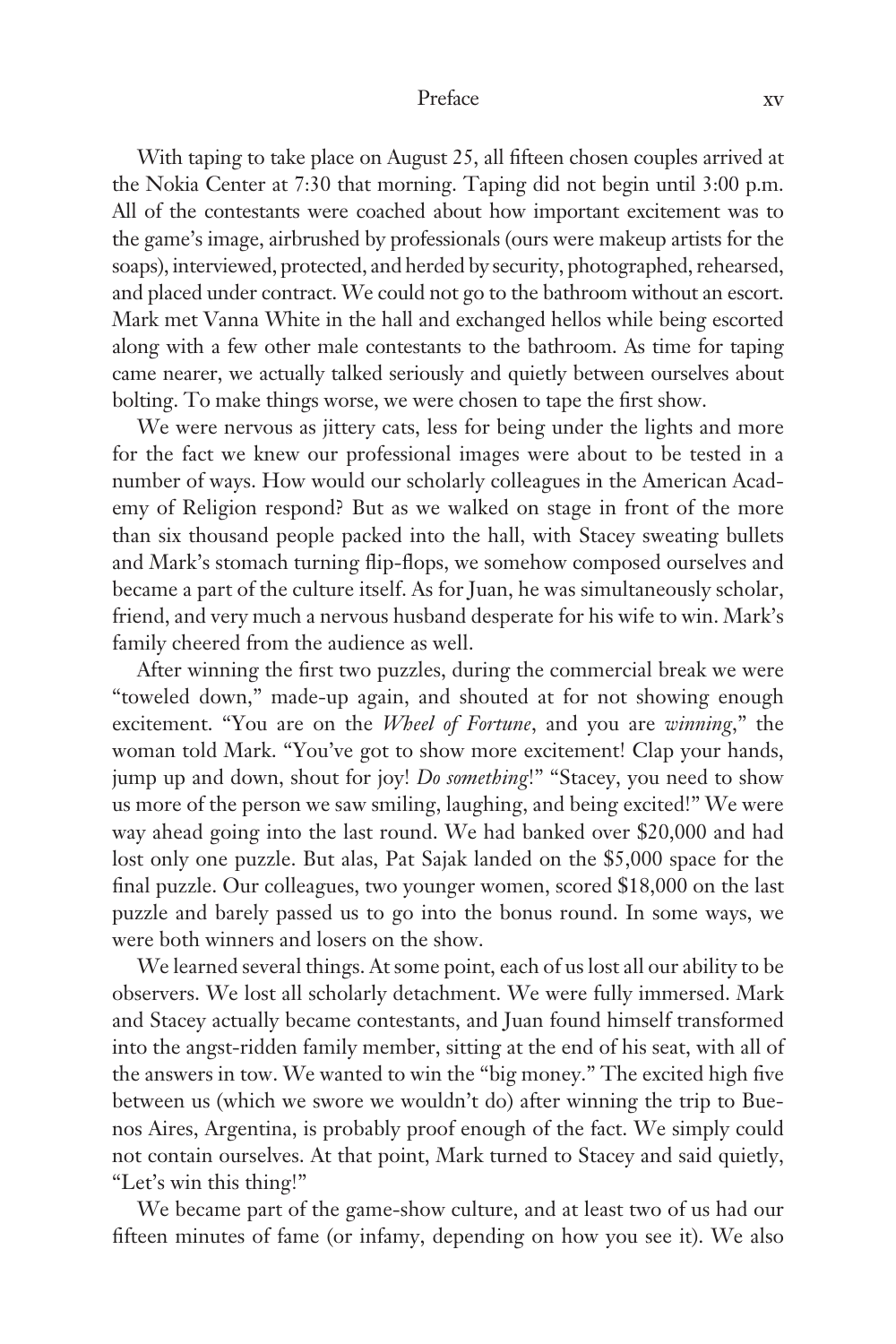With taping to take place on August 25, all fifteen chosen couples arrived at the Nokia Center at 7:30 that morning. Taping did not begin until 3:00 p.m. All of the contestants were coached about how important excitement was to the game's image, airbrushed by professionals (ours were makeup artists for the soaps), interviewed, protected, and herded by security, photographed, rehearsed, and placed under contract. We could not go to the bathroom without an escort. Mark met Vanna White in the hall and exchanged hellos while being escorted along with a few other male contestants to the bathroom. As time for taping came nearer, we actually talked seriously and quietly between ourselves about bolting. To make things worse, we were chosen to tape the first show.

We were nervous as jittery cats, less for being under the lights and more for the fact we knew our professional images were about to be tested in a number of ways. How would our scholarly colleagues in the American Academy of Religion respond? But as we walked on stage in front of the more than six thousand people packed into the hall, with Stacey sweating bullets and Mark's stomach turning flip-flops, we somehow composed ourselves and became a part of the culture itself. As for Juan, he was simultaneously scholar, friend, and very much a nervous husband desperate for his wife to win. Mark's family cheered from the audience as well.

After winning the first two puzzles, during the commercial break we were "toweled down," made-up again, and shouted at for not showing enough excitement. "You are on the *Wheel of Fortune*, and you are *winning*," the woman told Mark. "You've got to show more excitement! Clap your hands, jump up and down, shout for joy! *Do something*!" "Stacey, you need to show us more of the person we saw smiling, laughing, and being excited!" We were way ahead going into the last round. We had banked over $20,000 and had lost only one puzzle. But alas, Pat Sajak landed on the $5,000 space for the final puzzle. Our colleagues, two younger women, scored $18,000 on the last puzzle and barely passed us to go into the bonus round. In some ways, we were both winners and losers on the show.

We learned several things. At some point, each of us lost all our ability to be observers. We lost all scholarly detachment. We were fully immersed. Mark and Stacey actually became contestants, and Juan found himself transformed into the angst-ridden family member, sitting at the end of his seat, with all of the answers in tow. We wanted to win the "big money." The excited high five between us (which we swore we wouldn't do) after winning the trip to Buenos Aires, Argentina, is probably proof enough of the fact. We simply could not contain ourselves. At that point, Mark turned to Stacey and said quietly, "Let's win this thing!"

We became part of the game-show culture, and at least two of us had our fifteen minutes of fame (or infamy, depending on how you see it). We also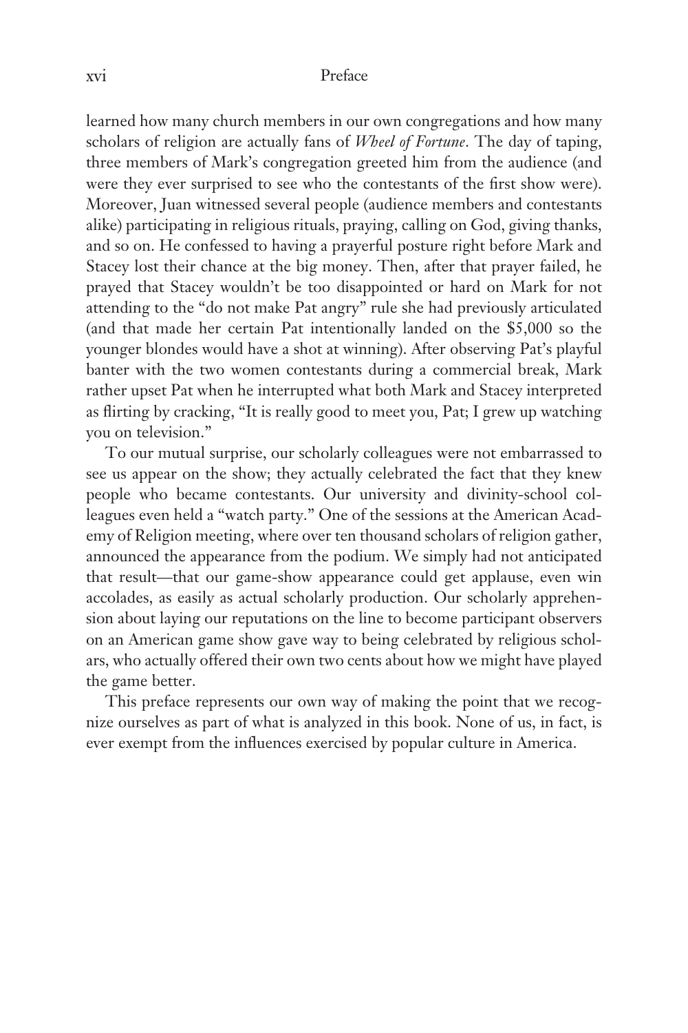learned how many church members in our own congregations and how many scholars of religion are actually fans of *Wheel of Fortune*. The day of taping, three members of Mark's congregation greeted him from the audience (and were they ever surprised to see who the contestants of the first show were). Moreover, Juan witnessed several people (audience members and contestants alike) participating in religious rituals, praying, calling on God, giving thanks, and so on. He confessed to having a prayerful posture right before Mark and Stacey lost their chance at the big money. Then, after that prayer failed, he prayed that Stacey wouldn't be too disappointed or hard on Mark for not attending to the "do not make Pat angry" rule she had previously articulated (and that made her certain Pat intentionally landed on the $5,000 so the younger blondes would have a shot at winning). After observing Pat's playful banter with the two women contestants during a commercial break, Mark rather upset Pat when he interrupted what both Mark and Stacey interpreted as flirting by cracking, "It is really good to meet you, Pat; I grew up watching you on television."

To our mutual surprise, our scholarly colleagues were not embarrassed to see us appear on the show; they actually celebrated the fact that they knew people who became contestants. Our university and divinity-school colleagues even held a "watch party." One of the sessions at the American Academy of Religion meeting, where over ten thousand scholars of religion gather, announced the appearance from the podium. We simply had not anticipated that result—that our game-show appearance could get applause, even win accolades, as easily as actual scholarly production. Our scholarly apprehension about laying our reputations on the line to become participant observers on an American game show gave way to being celebrated by religious scholars, who actually offered their own two cents about how we might have played the game better.

This preface represents our own way of making the point that we recognize ourselves as part of what is analyzed in this book. None of us, in fact, is ever exempt from the influences exercised by popular culture in America.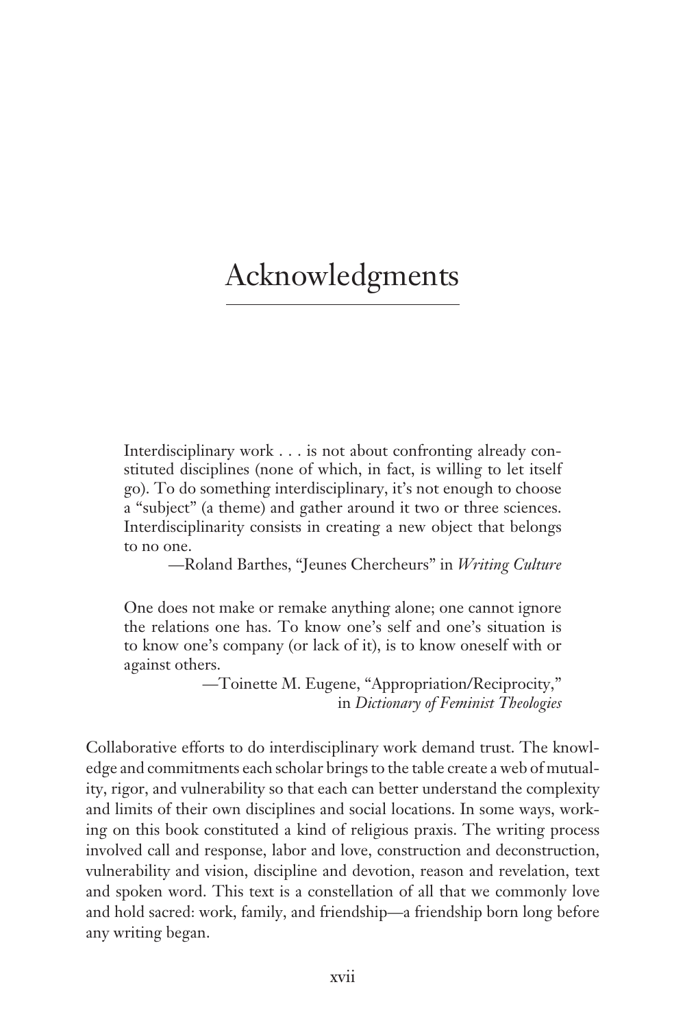# Acknowledgments

> Interdisciplinary work . . . is not about confronting already constituted disciplines (none of which, in fact, is willing to let itself go). To do something interdisciplinary, it's not enough to choose a "subject" (a theme) and gather around it two or three sciences. Interdisciplinarity consists in creating a new object that belongs to no one.
>
> —Roland Barthes, "Jeunes Chercheurs" in *Writing Culture*

> One does not make or remake anything alone; one cannot ignore the relations one has. To know one's self and one's situation is to know one's company (or lack of it), is to know oneself with or against others.
>
> —Toinette M. Eugene, "Appropriation/Reciprocity," in *Dictionary of Feminist Theologies*

Collaborative efforts to do interdisciplinary work demand trust. The knowledge and commitments each scholar brings to the table create a web of mutuality, rigor, and vulnerability so that each can better understand the complexity and limits of their own disciplines and social locations. In some ways, working on this book constituted a kind of religious praxis. The writing process involved call and response, labor and love, construction and deconstruction, vulnerability and vision, discipline and devotion, reason and revelation, text and spoken word. This text is a constellation of all that we commonly love and hold sacred: work, family, and friendship—a friendship born long before any writing began.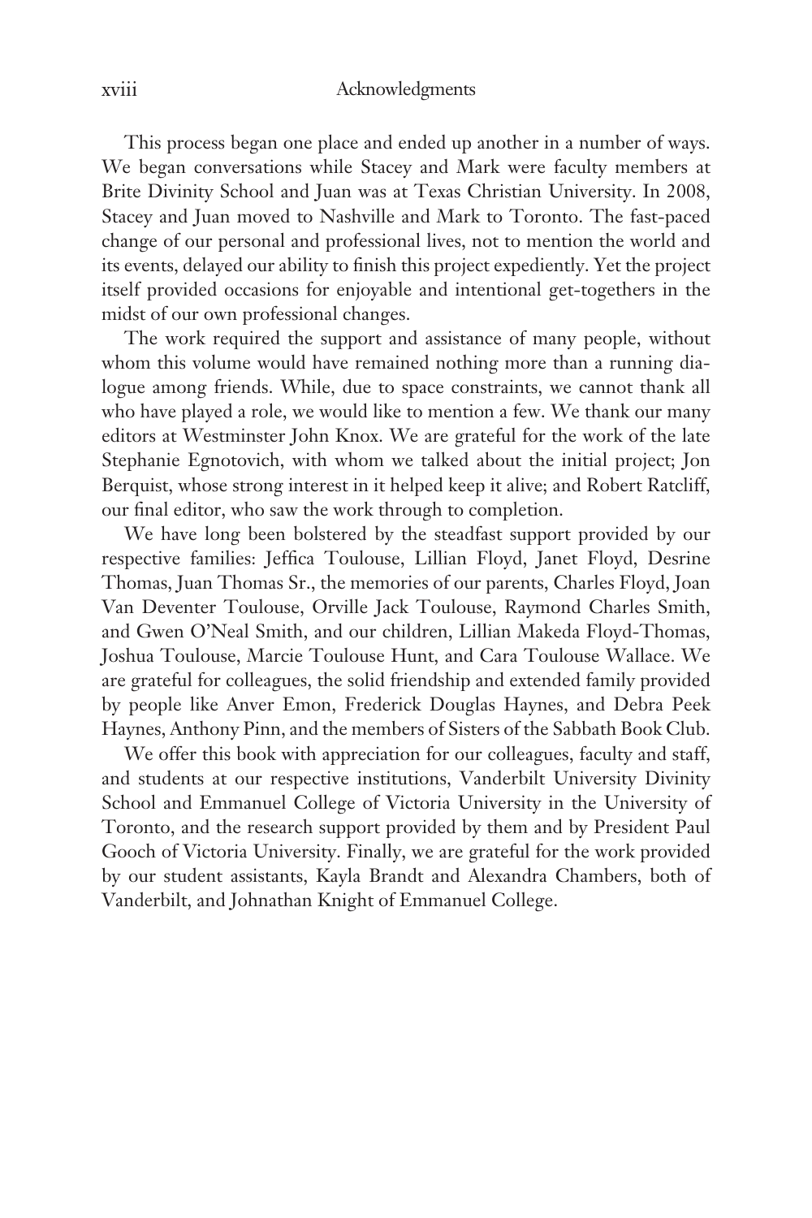This process began one place and ended up another in a number of ways. We began conversations while Stacey and Mark were faculty members at Brite Divinity School and Juan was at Texas Christian University. In 2008, Stacey and Juan moved to Nashville and Mark to Toronto. The fast-paced change of our personal and professional lives, not to mention the world and its events, delayed our ability to finish this project expediently. Yet the project itself provided occasions for enjoyable and intentional get-togethers in the midst of our own professional changes.

The work required the support and assistance of many people, without whom this volume would have remained nothing more than a running dialogue among friends. While, due to space constraints, we cannot thank all who have played a role, we would like to mention a few. We thank our many editors at Westminster John Knox. We are grateful for the work of the late Stephanie Egnotovich, with whom we talked about the initial project; Jon Berquist, whose strong interest in it helped keep it alive; and Robert Ratcliff, our final editor, who saw the work through to completion.

We have long been bolstered by the steadfast support provided by our respective families: Jeffica Toulouse, Lillian Floyd, Janet Floyd, Desrine Thomas, Juan Thomas Sr., the memories of our parents, Charles Floyd, Joan Van Deventer Toulouse, Orville Jack Toulouse, Raymond Charles Smith, and Gwen O'Neal Smith, and our children, Lillian Makeda Floyd-Thomas, Joshua Toulouse, Marcie Toulouse Hunt, and Cara Toulouse Wallace. We are grateful for colleagues, the solid friendship and extended family provided by people like Anver Emon, Frederick Douglas Haynes, and Debra Peek Haynes, Anthony Pinn, and the members of Sisters of the Sabbath Book Club.

We offer this book with appreciation for our colleagues, faculty and staff, and students at our respective institutions, Vanderbilt University Divinity School and Emmanuel College of Victoria University in the University of Toronto, and the research support provided by them and by President Paul Gooch of Victoria University. Finally, we are grateful for the work provided by our student assistants, Kayla Brandt and Alexandra Chambers, both of Vanderbilt, and Johnathan Knight of Emmanuel College.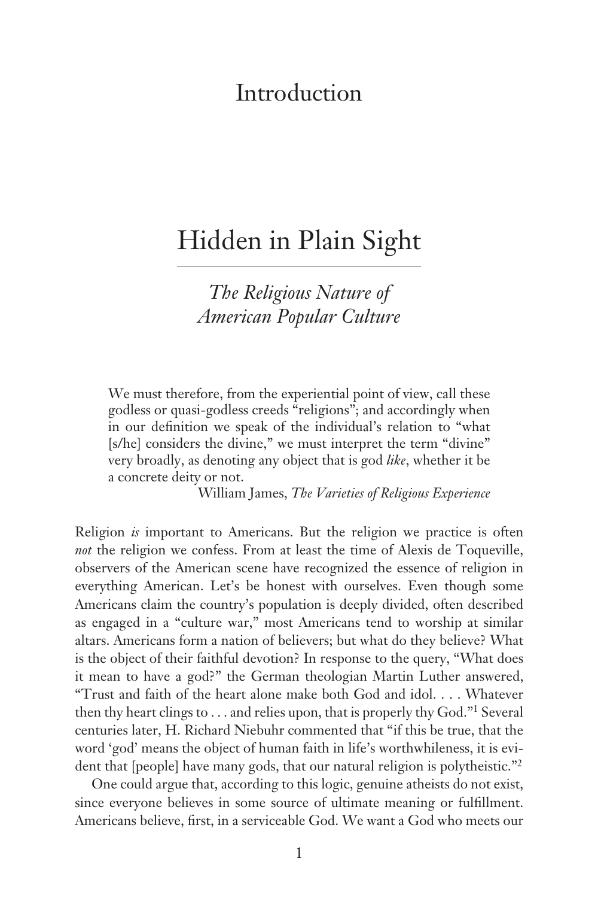# Introduction

# Hidden in Plain Sight

## *The Religious Nature of American Popular Culture*

> We must therefore, from the experiential point of view, call these godless or quasi-godless creeds "religions"; and accordingly when in our definition we speak of the individual's relation to "what [s/he] considers the divine," we must interpret the term "divine" very broadly, as denoting any object that is god *like*, whether it be a concrete deity or not.
>
> William James, *The Varieties of Religious Experience*

Religion *is* important to Americans. But the religion we practice is often *not* the religion we confess. From at least the time of Alexis de Toqueville, observers of the American scene have recognized the essence of religion in everything American. Let's be honest with ourselves. Even though some Americans claim the country's population is deeply divided, often described as engaged in a "culture war," most Americans tend to worship at similar altars. Americans form a nation of believers; but what do they believe? What is the object of their faithful devotion? In response to the query, "What does it mean to have a god?" the German theologian Martin Luther answered, "Trust and faith of the heart alone make both God and idol. . . . Whatever then thy heart clings to . . . and relies upon, that is properly thy God."[1] Several centuries later, H. Richard Niebuhr commented that "if this be true, that the word 'god' means the object of human faith in life's worthwhileness, it is evident that [people] have many gods, that our natural religion is polytheistic."[2]

One could argue that, according to this logic, genuine atheists do not exist, since everyone believes in some source of ultimate meaning or fulfillment. Americans believe, first, in a serviceable God. We want a God who meets our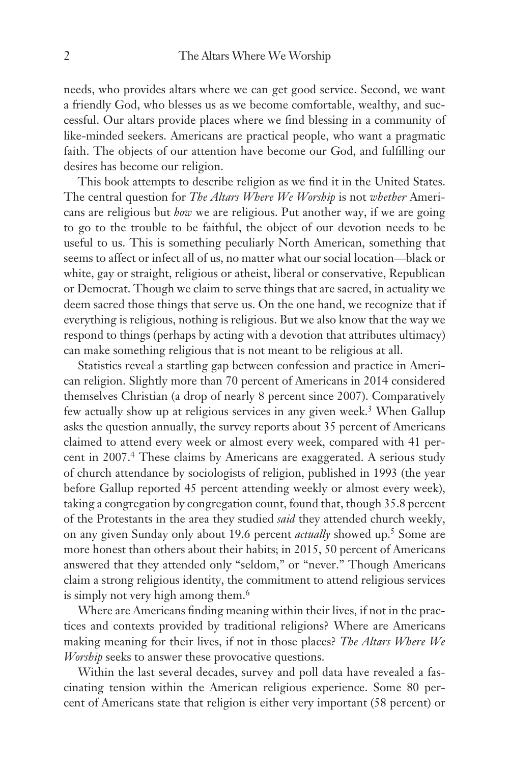needs, who provides altars where we can get good service. Second, we want a friendly God, who blesses us as we become comfortable, wealthy, and successful. Our altars provide places where we find blessing in a community of like-minded seekers. Americans are practical people, who want a pragmatic faith. The objects of our attention have become our God, and fulfilling our desires has become our religion.

This book attempts to describe religion as we find it in the United States. The central question for *The Altars Where We Worship* is not *whether* Americans are religious but *how* we are religious. Put another way, if we are going to go to the trouble to be faithful, the object of our devotion needs to be useful to us. This is something peculiarly North American, something that seems to affect or infect all of us, no matter what our social location—black or white, gay or straight, religious or atheist, liberal or conservative, Republican or Democrat. Though we claim to serve things that are sacred, in actuality we deem sacred those things that serve us. On the one hand, we recognize that if everything is religious, nothing is religious. But we also know that the way we respond to things (perhaps by acting with a devotion that attributes ultimacy) can make something religious that is not meant to be religious at all.

Statistics reveal a startling gap between confession and practice in American religion. Slightly more than 70 percent of Americans in 2014 considered themselves Christian (a drop of nearly 8 percent since 2007). Comparatively few actually show up at religious services in any given week.[3] When Gallup asks the question annually, the survey reports about 35 percent of Americans claimed to attend every week or almost every week, compared with 41 percent in 2007.[4] These claims by Americans are exaggerated. A serious study of church attendance by sociologists of religion, published in 1993 (the year before Gallup reported 45 percent attending weekly or almost every week), taking a congregation by congregation count, found that, though 35.8 percent of the Protestants in the area they studied *said* they attended church weekly, on any given Sunday only about 19.6 percent *actually* showed up.[5] Some are more honest than others about their habits; in 2015, 50 percent of Americans answered that they attended only "seldom," or "never." Though Americans claim a strong religious identity, the commitment to attend religious services is simply not very high among them.[6]

Where are Americans finding meaning within their lives, if not in the practices and contexts provided by traditional religions? Where are Americans making meaning for their lives, if not in those places? *The Altars Where We Worship* seeks to answer these provocative questions.

Within the last several decades, survey and poll data have revealed a fascinating tension within the American religious experience. Some 80 percent of Americans state that religion is either very important (58 percent) or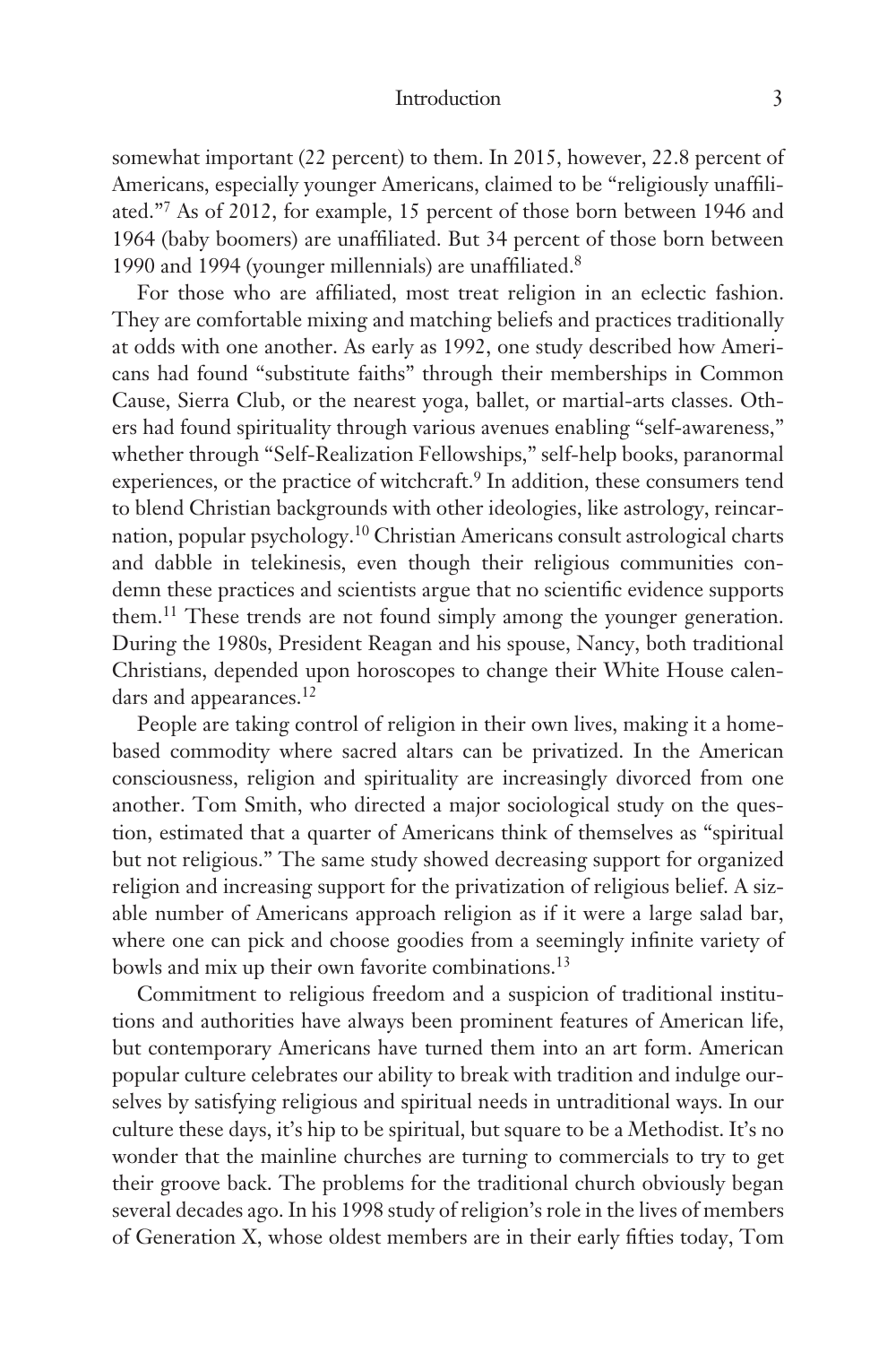somewhat important (22 percent) to them. In 2015, however, 22.8 percent of Americans, especially younger Americans, claimed to be "religiously unaffiliated."[7] As of 2012, for example, 15 percent of those born between 1946 and 1964 (baby boomers) are unaffiliated. But 34 percent of those born between 1990 and 1994 (younger millennials) are unaffiliated.[8]

For those who are affiliated, most treat religion in an eclectic fashion. They are comfortable mixing and matching beliefs and practices traditionally at odds with one another. As early as 1992, one study described how Americans had found "substitute faiths" through their memberships in Common Cause, Sierra Club, or the nearest yoga, ballet, or martial-arts classes. Others had found spirituality through various avenues enabling "self-awareness," whether through "Self-Realization Fellowships," self-help books, paranormal experiences, or the practice of witchcraft.[9] In addition, these consumers tend to blend Christian backgrounds with other ideologies, like astrology, reincarnation, popular psychology.[10] Christian Americans consult astrological charts and dabble in telekinesis, even though their religious communities condemn these practices and scientists argue that no scientific evidence supports them.[11] These trends are not found simply among the younger generation. During the 1980s, President Reagan and his spouse, Nancy, both traditional Christians, depended upon horoscopes to change their White House calendars and appearances.[12]

People are taking control of religion in their own lives, making it a home-based commodity where sacred altars can be privatized. In the American consciousness, religion and spirituality are increasingly divorced from one another. Tom Smith, who directed a major sociological study on the question, estimated that a quarter of Americans think of themselves as "spiritual but not religious." The same study showed decreasing support for organized religion and increasing support for the privatization of religious belief. A sizable number of Americans approach religion as if it were a large salad bar, where one can pick and choose goodies from a seemingly infinite variety of bowls and mix up their own favorite combinations.[13]

Commitment to religious freedom and a suspicion of traditional institutions and authorities have always been prominent features of American life, but contemporary Americans have turned them into an art form. American popular culture celebrates our ability to break with tradition and indulge ourselves by satisfying religious and spiritual needs in untraditional ways. In our culture these days, it's hip to be spiritual, but square to be a Methodist. It's no wonder that the mainline churches are turning to commercials to try to get their groove back. The problems for the traditional church obviously began several decades ago. In his 1998 study of religion's role in the lives of members of Generation X, whose oldest members are in their early fifties today, Tom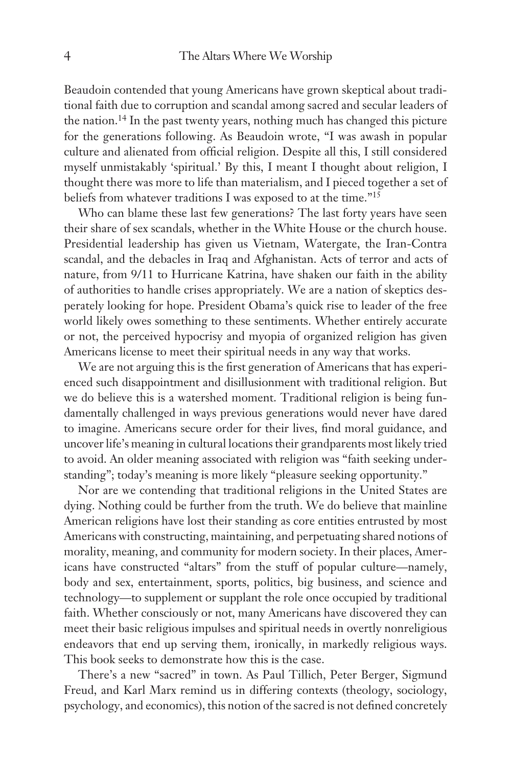Beaudoin contended that young Americans have grown skeptical about traditional faith due to corruption and scandal among sacred and secular leaders of the nation.[14] In the past twenty years, nothing much has changed this picture for the generations following. As Beaudoin wrote, "I was awash in popular culture and alienated from official religion. Despite all this, I still considered myself unmistakably 'spiritual.' By this, I meant I thought about religion, I thought there was more to life than materialism, and I pieced together a set of beliefs from whatever traditions I was exposed to at the time."[15]

Who can blame these last few generations? The last forty years have seen their share of sex scandals, whether in the White House or the church house. Presidential leadership has given us Vietnam, Watergate, the Iran-Contra scandal, and the debacles in Iraq and Afghanistan. Acts of terror and acts of nature, from 9/11 to Hurricane Katrina, have shaken our faith in the ability of authorities to handle crises appropriately. We are a nation of skeptics desperately looking for hope. President Obama's quick rise to leader of the free world likely owes something to these sentiments. Whether entirely accurate or not, the perceived hypocrisy and myopia of organized religion has given Americans license to meet their spiritual needs in any way that works.

We are not arguing this is the first generation of Americans that has experienced such disappointment and disillusionment with traditional religion. But we do believe this is a watershed moment. Traditional religion is being fundamentally challenged in ways previous generations would never have dared to imagine. Americans secure order for their lives, find moral guidance, and uncover life's meaning in cultural locations their grandparents most likely tried to avoid. An older meaning associated with religion was "faith seeking understanding"; today's meaning is more likely "pleasure seeking opportunity."

Nor are we contending that traditional religions in the United States are dying. Nothing could be further from the truth. We do believe that mainline American religions have lost their standing as core entities entrusted by most Americans with constructing, maintaining, and perpetuating shared notions of morality, meaning, and community for modern society. In their places, Americans have constructed "altars" from the stuff of popular culture—namely, body and sex, entertainment, sports, politics, big business, and science and technology—to supplement or supplant the role once occupied by traditional faith. Whether consciously or not, many Americans have discovered they can meet their basic religious impulses and spiritual needs in overtly nonreligious endeavors that end up serving them, ironically, in markedly religious ways. This book seeks to demonstrate how this is the case.

There's a new "sacred" in town. As Paul Tillich, Peter Berger, Sigmund Freud, and Karl Marx remind us in differing contexts (theology, sociology, psychology, and economics), this notion of the sacred is not defined concretely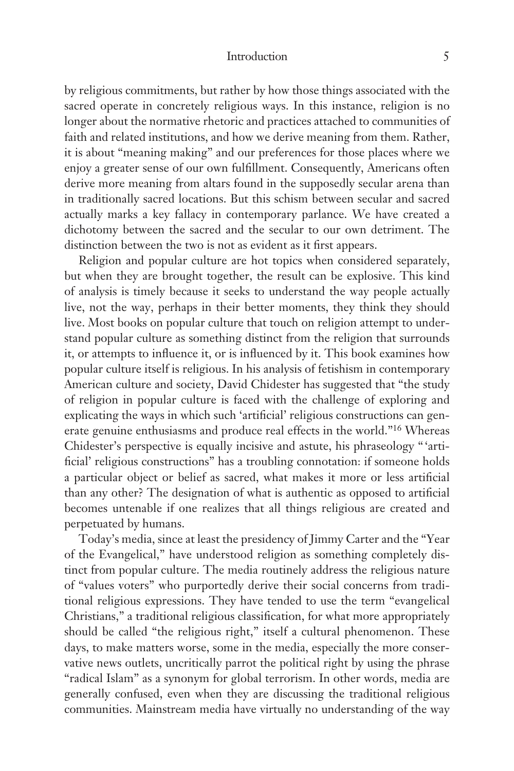by religious commitments, but rather by how those things associated with the sacred operate in concretely religious ways. In this instance, religion is no longer about the normative rhetoric and practices attached to communities of faith and related institutions, and how we derive meaning from them. Rather, it is about "meaning making" and our preferences for those places where we enjoy a greater sense of our own fulfillment. Consequently, Americans often derive more meaning from altars found in the supposedly secular arena than in traditionally sacred locations. But this schism between secular and sacred actually marks a key fallacy in contemporary parlance. We have created a dichotomy between the sacred and the secular to our own detriment. The distinction between the two is not as evident as it first appears.

Religion and popular culture are hot topics when considered separately, but when they are brought together, the result can be explosive. This kind of analysis is timely because it seeks to understand the way people actually live, not the way, perhaps in their better moments, they think they should live. Most books on popular culture that touch on religion attempt to understand popular culture as something distinct from the religion that surrounds it, or attempts to influence it, or is influenced by it. This book examines how popular culture itself is religious. In his analysis of fetishism in contemporary American culture and society, David Chidester has suggested that "the study of religion in popular culture is faced with the challenge of exploring and explicating the ways in which such 'artificial' religious constructions can generate genuine enthusiasms and produce real effects in the world."[16] Whereas Chidester's perspective is equally incisive and astute, his phraseology "'artificial' religious constructions" has a troubling connotation: if someone holds a particular object or belief as sacred, what makes it more or less artificial than any other? The designation of what is authentic as opposed to artificial becomes untenable if one realizes that all things religious are created and perpetuated by humans.

Today's media, since at least the presidency of Jimmy Carter and the "Year of the Evangelical," have understood religion as something completely distinct from popular culture. The media routinely address the religious nature of "values voters" who purportedly derive their social concerns from traditional religious expressions. They have tended to use the term "evangelical Christians," a traditional religious classification, for what more appropriately should be called "the religious right," itself a cultural phenomenon. These days, to make matters worse, some in the media, especially the more conservative news outlets, uncritically parrot the political right by using the phrase "radical Islam" as a synonym for global terrorism. In other words, media are generally confused, even when they are discussing the traditional religious communities. Mainstream media have virtually no understanding of the way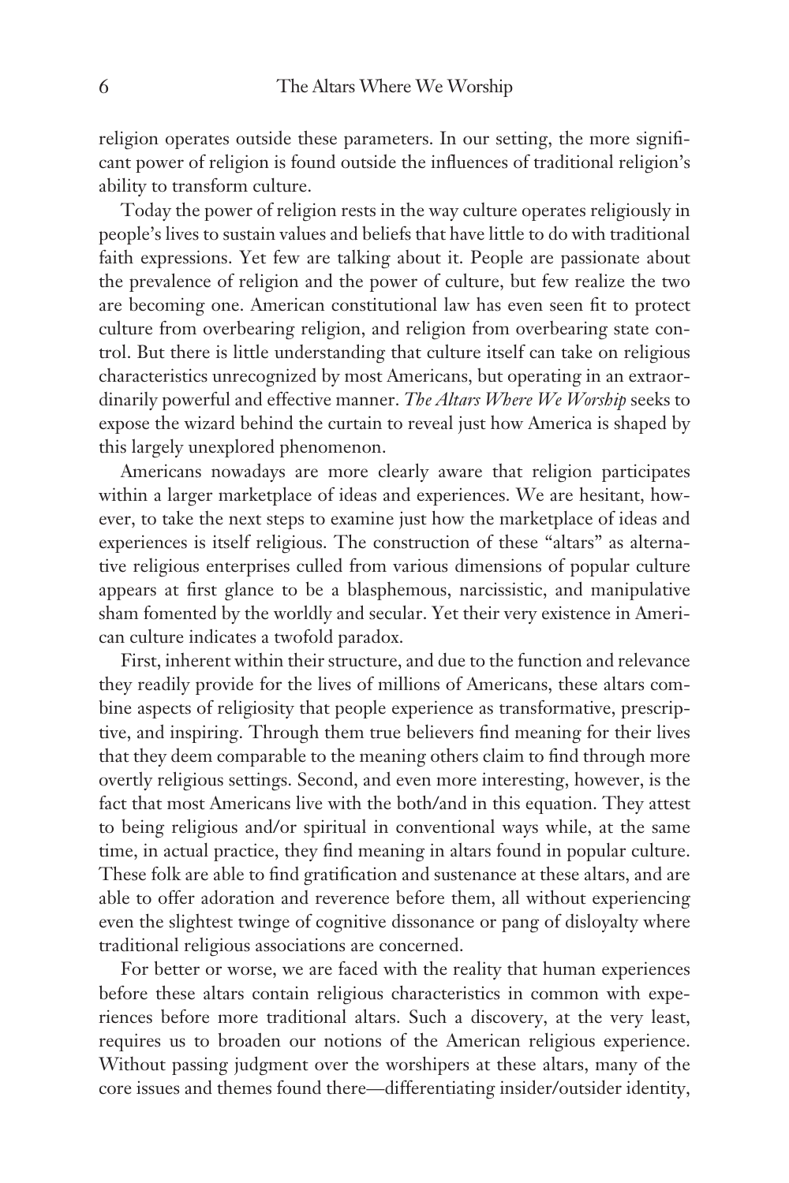religion operates outside these parameters. In our setting, the more significant power of religion is found outside the influences of traditional religion's ability to transform culture.

Today the power of religion rests in the way culture operates religiously in people's lives to sustain values and beliefs that have little to do with traditional faith expressions. Yet few are talking about it. People are passionate about the prevalence of religion and the power of culture, but few realize the two are becoming one. American constitutional law has even seen fit to protect culture from overbearing religion, and religion from overbearing state control. But there is little understanding that culture itself can take on religious characteristics unrecognized by most Americans, but operating in an extraordinarily powerful and effective manner. *The Altars Where We Worship* seeks to expose the wizard behind the curtain to reveal just how America is shaped by this largely unexplored phenomenon.

Americans nowadays are more clearly aware that religion participates within a larger marketplace of ideas and experiences. We are hesitant, however, to take the next steps to examine just how the marketplace of ideas and experiences is itself religious. The construction of these "altars" as alternative religious enterprises culled from various dimensions of popular culture appears at first glance to be a blasphemous, narcissistic, and manipulative sham fomented by the worldly and secular. Yet their very existence in American culture indicates a twofold paradox.

First, inherent within their structure, and due to the function and relevance they readily provide for the lives of millions of Americans, these altars combine aspects of religiosity that people experience as transformative, prescriptive, and inspiring. Through them true believers find meaning for their lives that they deem comparable to the meaning others claim to find through more overtly religious settings. Second, and even more interesting, however, is the fact that most Americans live with the both/and in this equation. They attest to being religious and/or spiritual in conventional ways while, at the same time, in actual practice, they find meaning in altars found in popular culture. These folk are able to find gratification and sustenance at these altars, and are able to offer adoration and reverence before them, all without experiencing even the slightest twinge of cognitive dissonance or pang of disloyalty where traditional religious associations are concerned.

For better or worse, we are faced with the reality that human experiences before these altars contain religious characteristics in common with experiences before more traditional altars. Such a discovery, at the very least, requires us to broaden our notions of the American religious experience. Without passing judgment over the worshipers at these altars, many of the core issues and themes found there—differentiating insider/outsider identity,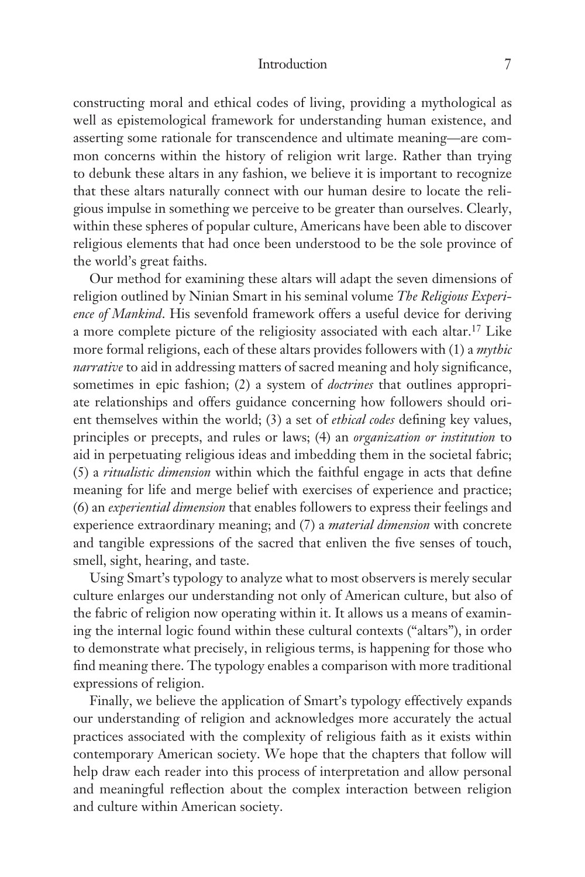constructing moral and ethical codes of living, providing a mythological as well as epistemological framework for understanding human existence, and asserting some rationale for transcendence and ultimate meaning—are common concerns within the history of religion writ large. Rather than trying to debunk these altars in any fashion, we believe it is important to recognize that these altars naturally connect with our human desire to locate the religious impulse in something we perceive to be greater than ourselves. Clearly, within these spheres of popular culture, Americans have been able to discover religious elements that had once been understood to be the sole province of the world's great faiths.

Our method for examining these altars will adapt the seven dimensions of religion outlined by Ninian Smart in his seminal volume *The Religious Experience of Mankind*. His sevenfold framework offers a useful device for deriving a more complete picture of the religiosity associated with each altar.[17] Like more formal religions, each of these altars provides followers with (1) a *mythic narrative* to aid in addressing matters of sacred meaning and holy significance, sometimes in epic fashion; (2) a system of *doctrines* that outlines appropriate relationships and offers guidance concerning how followers should orient themselves within the world; (3) a set of *ethical codes* defining key values, principles or precepts, and rules or laws; (4) an *organization or institution* to aid in perpetuating religious ideas and imbedding them in the societal fabric; (5) a *ritualistic dimension* within which the faithful engage in acts that define meaning for life and merge belief with exercises of experience and practice; (6) an *experiential dimension* that enables followers to express their feelings and experience extraordinary meaning; and (7) a *material dimension* with concrete and tangible expressions of the sacred that enliven the five senses of touch, smell, sight, hearing, and taste.

Using Smart's typology to analyze what to most observers is merely secular culture enlarges our understanding not only of American culture, but also of the fabric of religion now operating within it. It allows us a means of examining the internal logic found within these cultural contexts ("altars"), in order to demonstrate what precisely, in religious terms, is happening for those who find meaning there. The typology enables a comparison with more traditional expressions of religion.

Finally, we believe the application of Smart's typology effectively expands our understanding of religion and acknowledges more accurately the actual practices associated with the complexity of religious faith as it exists within contemporary American society. We hope that the chapters that follow will help draw each reader into this process of interpretation and allow personal and meaningful reflection about the complex interaction between religion and culture within American society.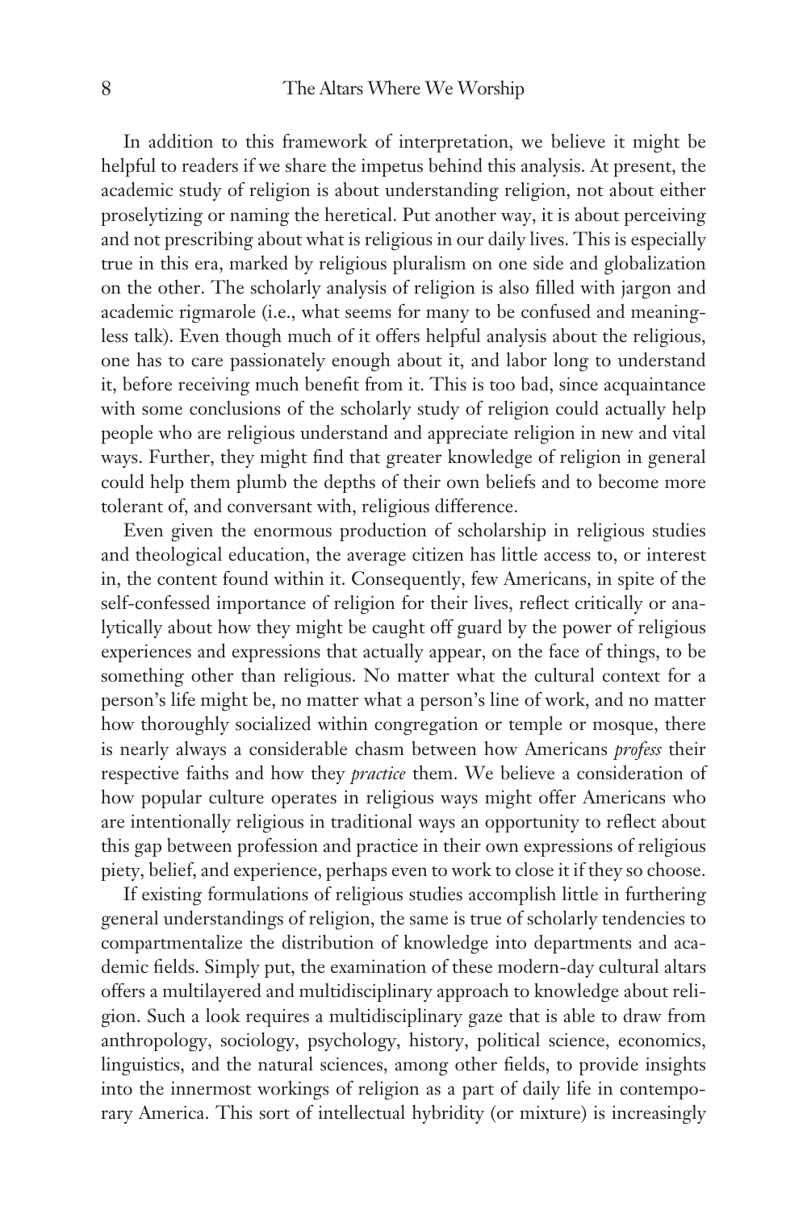In addition to this framework of interpretation, we believe it might be helpful to readers if we share the impetus behind this analysis. At present, the academic study of religion is about understanding religion, not about either proselytizing or naming the heretical. Put another way, it is about perceiving and not prescribing about what is religious in our daily lives. This is especially true in this era, marked by religious pluralism on one side and globalization on the other. The scholarly analysis of religion is also filled with jargon and academic rigmarole (i.e., what seems for many to be confused and meaningless talk). Even though much of it offers helpful analysis about the religious, one has to care passionately enough about it, and labor long to understand it, before receiving much benefit from it. This is too bad, since acquaintance with some conclusions of the scholarly study of religion could actually help people who are religious understand and appreciate religion in new and vital ways. Further, they might find that greater knowledge of religion in general could help them plumb the depths of their own beliefs and to become more tolerant of, and conversant with, religious difference.

Even given the enormous production of scholarship in religious studies and theological education, the average citizen has little access to, or interest in, the content found within it. Consequently, few Americans, in spite of the self-confessed importance of religion for their lives, reflect critically or analytically about how they might be caught off guard by the power of religious experiences and expressions that actually appear, on the face of things, to be something other than religious. No matter what the cultural context for a person's life might be, no matter what a person's line of work, and no matter how thoroughly socialized within congregation or temple or mosque, there is nearly always a considerable chasm between how Americans *profess* their respective faiths and how they *practice* them. We believe a consideration of how popular culture operates in religious ways might offer Americans who are intentionally religious in traditional ways an opportunity to reflect about this gap between profession and practice in their own expressions of religious piety, belief, and experience, perhaps even to work to close it if they so choose.

If existing formulations of religious studies accomplish little in furthering general understandings of religion, the same is true of scholarly tendencies to compartmentalize the distribution of knowledge into departments and academic fields. Simply put, the examination of these modern-day cultural altars offers a multilayered and multidisciplinary approach to knowledge about religion. Such a look requires a multidisciplinary gaze that is able to draw from anthropology, sociology, psychology, history, political science, economics, linguistics, and the natural sciences, among other fields, to provide insights into the innermost workings of religion as a part of daily life in contemporary America. This sort of intellectual hybridity (or mixture) is increasingly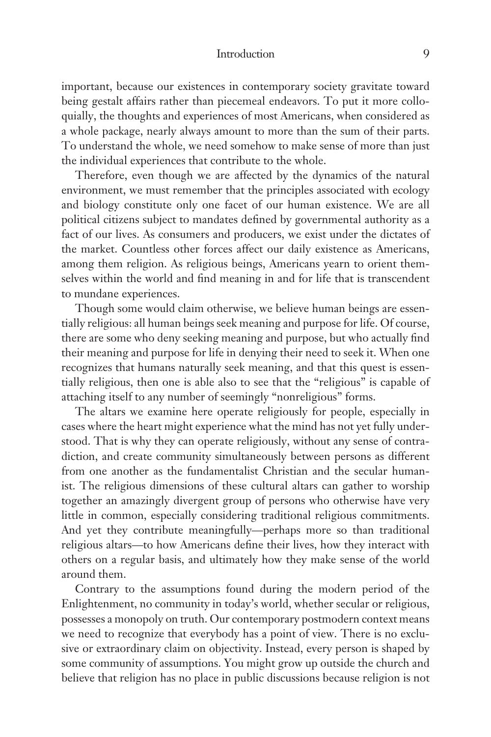important, because our existences in contemporary society gravitate toward being gestalt affairs rather than piecemeal endeavors. To put it more colloquially, the thoughts and experiences of most Americans, when considered as a whole package, nearly always amount to more than the sum of their parts. To understand the whole, we need somehow to make sense of more than just the individual experiences that contribute to the whole.

Therefore, even though we are affected by the dynamics of the natural environment, we must remember that the principles associated with ecology and biology constitute only one facet of our human existence. We are all political citizens subject to mandates defined by governmental authority as a fact of our lives. As consumers and producers, we exist under the dictates of the market. Countless other forces affect our daily existence as Americans, among them religion. As religious beings, Americans yearn to orient themselves within the world and find meaning in and for life that is transcendent to mundane experiences.

Though some would claim otherwise, we believe human beings are essentially religious: all human beings seek meaning and purpose for life. Of course, there are some who deny seeking meaning and purpose, but who actually find their meaning and purpose for life in denying their need to seek it. When one recognizes that humans naturally seek meaning, and that this quest is essentially religious, then one is able also to see that the "religious" is capable of attaching itself to any number of seemingly "nonreligious" forms.

The altars we examine here operate religiously for people, especially in cases where the heart might experience what the mind has not yet fully understood. That is why they can operate religiously, without any sense of contradiction, and create community simultaneously between persons as different from one another as the fundamentalist Christian and the secular humanist. The religious dimensions of these cultural altars can gather to worship together an amazingly divergent group of persons who otherwise have very little in common, especially considering traditional religious commitments. And yet they contribute meaningfully—perhaps more so than traditional religious altars—to how Americans define their lives, how they interact with others on a regular basis, and ultimately how they make sense of the world around them.

Contrary to the assumptions found during the modern period of the Enlightenment, no community in today's world, whether secular or religious, possesses a monopoly on truth. Our contemporary postmodern context means we need to recognize that everybody has a point of view. There is no exclusive or extraordinary claim on objectivity. Instead, every person is shaped by some community of assumptions. You might grow up outside the church and believe that religion has no place in public discussions because religion is not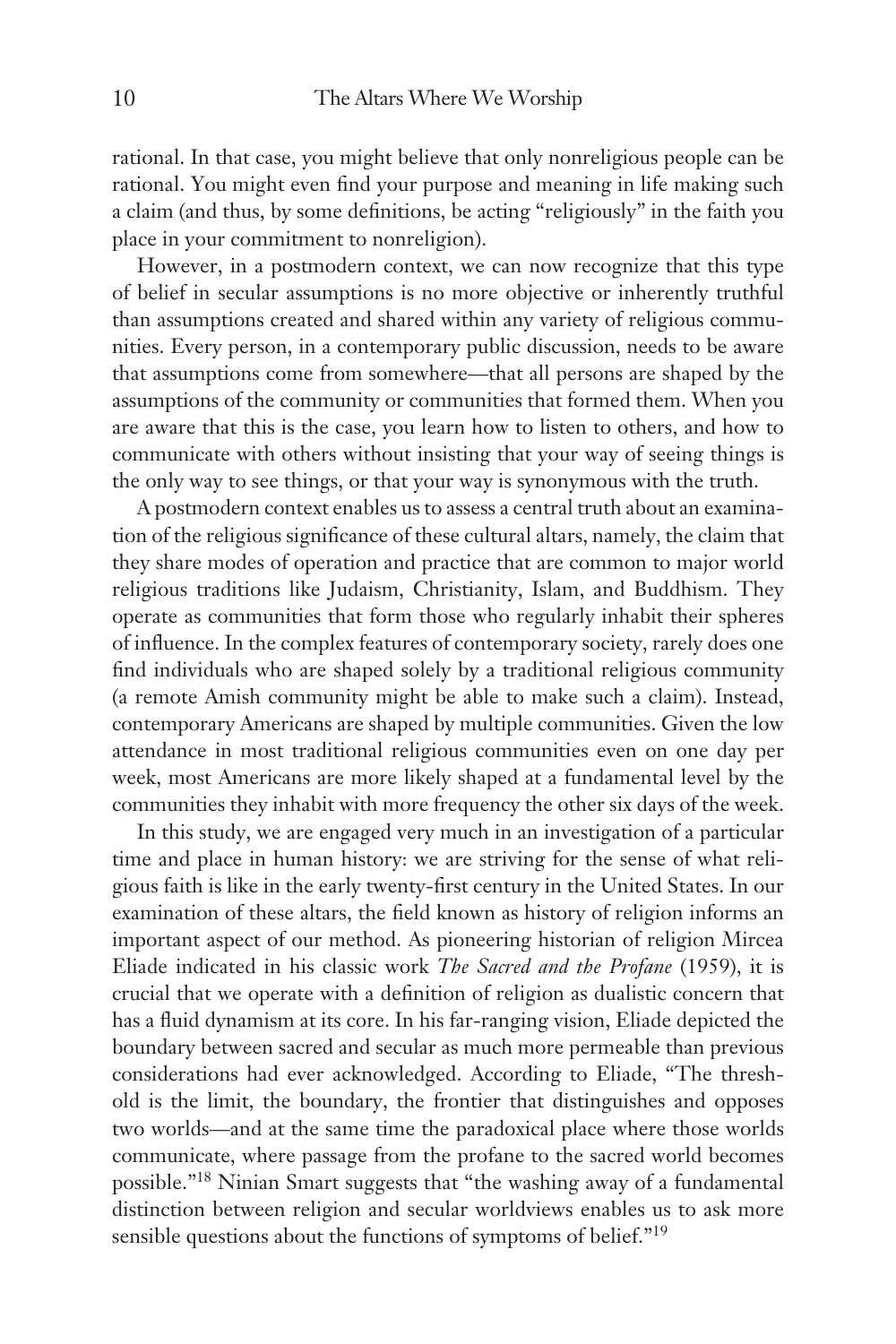rational. In that case, you might believe that only nonreligious people can be rational. You might even find your purpose and meaning in life making such a claim (and thus, by some definitions, be acting "religiously" in the faith you place in your commitment to nonreligion).

However, in a postmodern context, we can now recognize that this type of belief in secular assumptions is no more objective or inherently truthful than assumptions created and shared within any variety of religious communities. Every person, in a contemporary public discussion, needs to be aware that assumptions come from somewhere—that all persons are shaped by the assumptions of the community or communities that formed them. When you are aware that this is the case, you learn how to listen to others, and how to communicate with others without insisting that your way of seeing things is the only way to see things, or that your way is synonymous with the truth.

A postmodern context enables us to assess a central truth about an examination of the religious significance of these cultural altars, namely, the claim that they share modes of operation and practice that are common to major world religious traditions like Judaism, Christianity, Islam, and Buddhism. They operate as communities that form those who regularly inhabit their spheres of influence. In the complex features of contemporary society, rarely does one find individuals who are shaped solely by a traditional religious community (a remote Amish community might be able to make such a claim). Instead, contemporary Americans are shaped by multiple communities. Given the low attendance in most traditional religious communities even on one day per week, most Americans are more likely shaped at a fundamental level by the communities they inhabit with more frequency the other six days of the week.

In this study, we are engaged very much in an investigation of a particular time and place in human history: we are striving for the sense of what religious faith is like in the early twenty-first century in the United States. In our examination of these altars, the field known as history of religion informs an important aspect of our method. As pioneering historian of religion Mircea Eliade indicated in his classic work *The Sacred and the Profane* (1959), it is crucial that we operate with a definition of religion as dualistic concern that has a fluid dynamism at its core. In his far-ranging vision, Eliade depicted the boundary between sacred and secular as much more permeable than previous considerations had ever acknowledged. According to Eliade, "The threshold is the limit, the boundary, the frontier that distinguishes and opposes two worlds—and at the same time the paradoxical place where those worlds communicate, where passage from the profane to the sacred world becomes possible."[18] Ninian Smart suggests that "the washing away of a fundamental distinction between religion and secular worldviews enables us to ask more sensible questions about the functions of symptoms of belief."[19]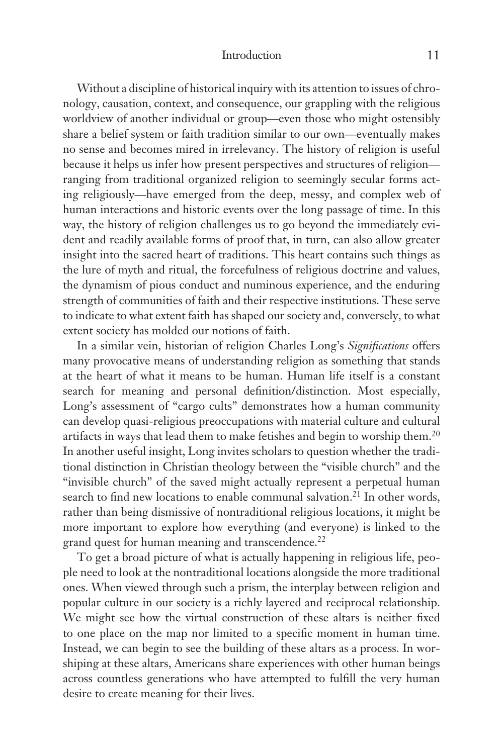Without a discipline of historical inquiry with its attention to issues of chronology, causation, context, and consequence, our grappling with the religious worldview of another individual or group—even those who might ostensibly share a belief system or faith tradition similar to our own—eventually makes no sense and becomes mired in irrelevancy. The history of religion is useful because it helps us infer how present perspectives and structures of religion—ranging from traditional organized religion to seemingly secular forms acting religiously—have emerged from the deep, messy, and complex web of human interactions and historic events over the long passage of time. In this way, the history of religion challenges us to go beyond the immediately evident and readily available forms of proof that, in turn, can also allow greater insight into the sacred heart of traditions. This heart contains such things as the lure of myth and ritual, the forcefulness of religious doctrine and values, the dynamism of pious conduct and numinous experience, and the enduring strength of communities of faith and their respective institutions. These serve to indicate to what extent faith has shaped our society and, conversely, to what extent society has molded our notions of faith.

In a similar vein, historian of religion Charles Long's *Significations* offers many provocative means of understanding religion as something that stands at the heart of what it means to be human. Human life itself is a constant search for meaning and personal definition/distinction. Most especially, Long's assessment of "cargo cults" demonstrates how a human community can develop quasi-religious preoccupations with material culture and cultural artifacts in ways that lead them to make fetishes and begin to worship them.[20] In another useful insight, Long invites scholars to question whether the traditional distinction in Christian theology between the "visible church" and the "invisible church" of the saved might actually represent a perpetual human search to find new locations to enable communal salvation.[21] In other words, rather than being dismissive of nontraditional religious locations, it might be more important to explore how everything (and everyone) is linked to the grand quest for human meaning and transcendence.[22]

To get a broad picture of what is actually happening in religious life, people need to look at the nontraditional locations alongside the more traditional ones. When viewed through such a prism, the interplay between religion and popular culture in our society is a richly layered and reciprocal relationship. We might see how the virtual construction of these altars is neither fixed to one place on the map nor limited to a specific moment in human time. Instead, we can begin to see the building of these altars as a process. In worshiping at these altars, Americans share experiences with other human beings across countless generations who have attempted to fulfill the very human desire to create meaning for their lives.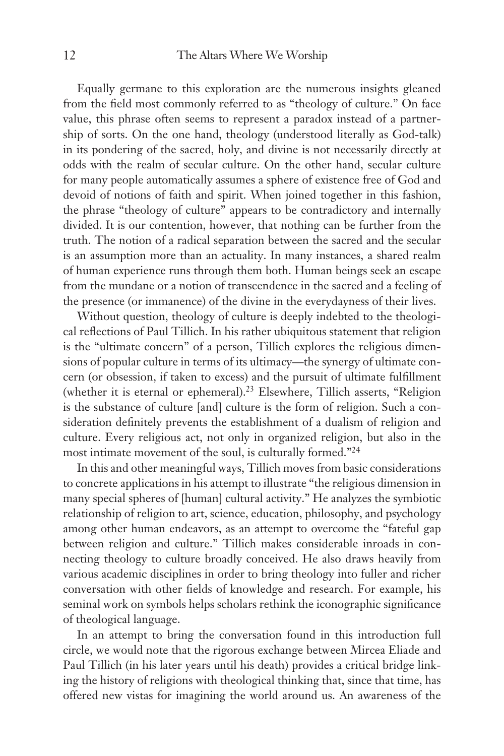Equally germane to this exploration are the numerous insights gleaned from the field most commonly referred to as "theology of culture." On face value, this phrase often seems to represent a paradox instead of a partnership of sorts. On the one hand, theology (understood literally as God-talk) in its pondering of the sacred, holy, and divine is not necessarily directly at odds with the realm of secular culture. On the other hand, secular culture for many people automatically assumes a sphere of existence free of God and devoid of notions of faith and spirit. When joined together in this fashion, the phrase "theology of culture" appears to be contradictory and internally divided. It is our contention, however, that nothing can be further from the truth. The notion of a radical separation between the sacred and the secular is an assumption more than an actuality. In many instances, a shared realm of human experience runs through them both. Human beings seek an escape from the mundane or a notion of transcendence in the sacred and a feeling of the presence (or immanence) of the divine in the everydayness of their lives.

Without question, theology of culture is deeply indebted to the theological reflections of Paul Tillich. In his rather ubiquitous statement that religion is the "ultimate concern" of a person, Tillich explores the religious dimensions of popular culture in terms of its ultimacy—the synergy of ultimate concern (or obsession, if taken to excess) and the pursuit of ultimate fulfillment (whether it is eternal or ephemeral).[23] Elsewhere, Tillich asserts, "Religion is the substance of culture [and] culture is the form of religion. Such a consideration definitely prevents the establishment of a dualism of religion and culture. Every religious act, not only in organized religion, but also in the most intimate movement of the soul, is culturally formed."[24]

In this and other meaningful ways, Tillich moves from basic considerations to concrete applications in his attempt to illustrate "the religious dimension in many special spheres of [human] cultural activity." He analyzes the symbiotic relationship of religion to art, science, education, philosophy, and psychology among other human endeavors, as an attempt to overcome the "fateful gap between religion and culture." Tillich makes considerable inroads in connecting theology to culture broadly conceived. He also draws heavily from various academic disciplines in order to bring theology into fuller and richer conversation with other fields of knowledge and research. For example, his seminal work on symbols helps scholars rethink the iconographic significance of theological language.

In an attempt to bring the conversation found in this introduction full circle, we would note that the rigorous exchange between Mircea Eliade and Paul Tillich (in his later years until his death) provides a critical bridge linking the history of religions with theological thinking that, since that time, has offered new vistas for imagining the world around us. An awareness of the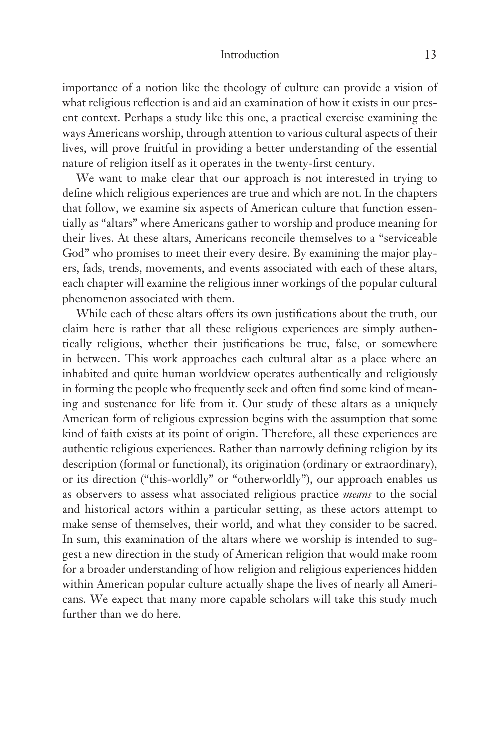importance of a notion like the theology of culture can provide a vision of what religious reflection is and aid an examination of how it exists in our present context. Perhaps a study like this one, a practical exercise examining the ways Americans worship, through attention to various cultural aspects of their lives, will prove fruitful in providing a better understanding of the essential nature of religion itself as it operates in the twenty-first century.

We want to make clear that our approach is not interested in trying to define which religious experiences are true and which are not. In the chapters that follow, we examine six aspects of American culture that function essentially as "altars" where Americans gather to worship and produce meaning for their lives. At these altars, Americans reconcile themselves to a "serviceable God" who promises to meet their every desire. By examining the major players, fads, trends, movements, and events associated with each of these altars, each chapter will examine the religious inner workings of the popular cultural phenomenon associated with them.

While each of these altars offers its own justifications about the truth, our claim here is rather that all these religious experiences are simply authentically religious, whether their justifications be true, false, or somewhere in between. This work approaches each cultural altar as a place where an inhabited and quite human worldview operates authentically and religiously in forming the people who frequently seek and often find some kind of meaning and sustenance for life from it. Our study of these altars as a uniquely American form of religious expression begins with the assumption that some kind of faith exists at its point of origin. Therefore, all these experiences are authentic religious experiences. Rather than narrowly defining religion by its description (formal or functional), its origination (ordinary or extraordinary), or its direction ("this-worldly" or "otherworldly"), our approach enables us as observers to assess what associated religious practice *means* to the social and historical actors within a particular setting, as these actors attempt to make sense of themselves, their world, and what they consider to be sacred. In sum, this examination of the altars where we worship is intended to suggest a new direction in the study of American religion that would make room for a broader understanding of how religion and religious experiences hidden within American popular culture actually shape the lives of nearly all Americans. We expect that many more capable scholars will take this study much further than we do here.